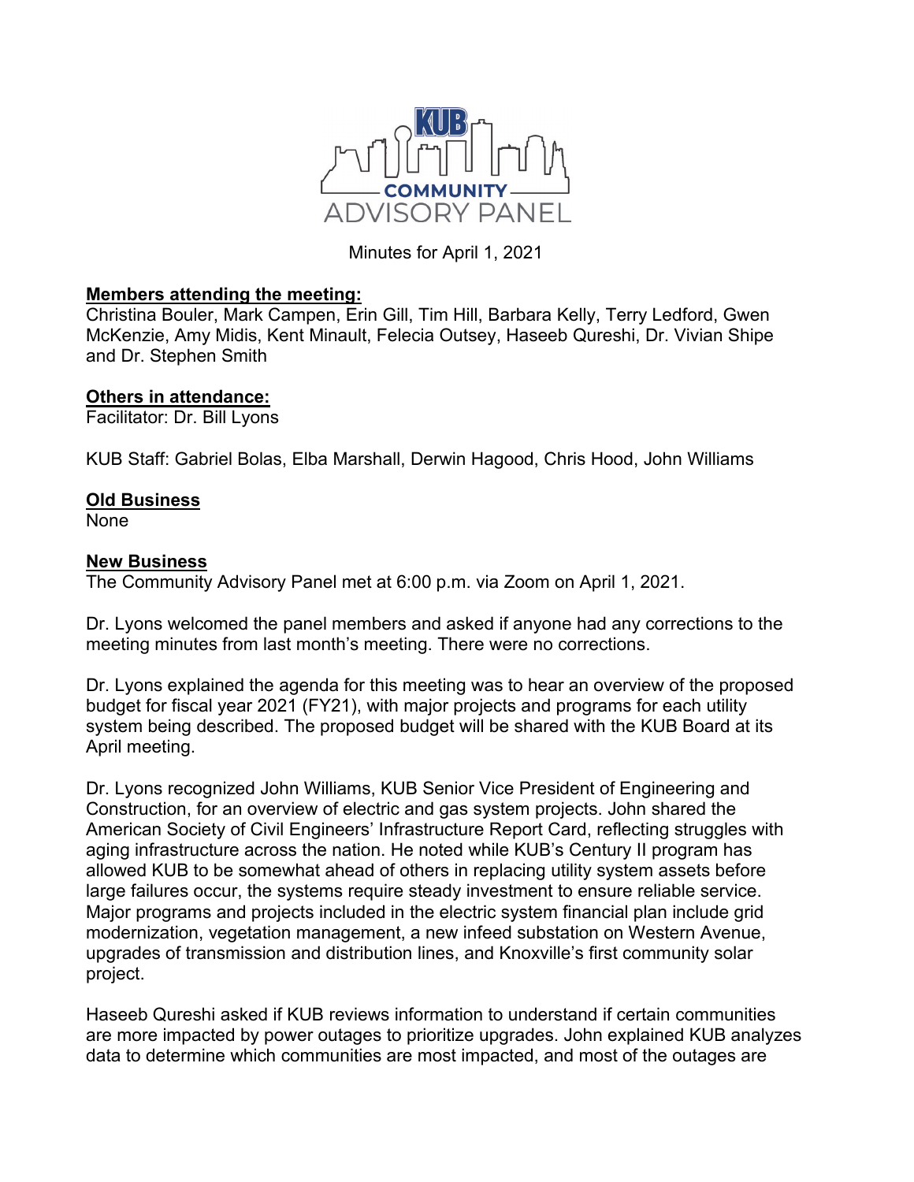# KUB COMMUNITY ADVISORY PANEL

Minutes for April 1, 2021

**Members attending the meeting:**
Christina Bouler, Mark Campen, Erin Gill, Tim Hill, Barbara Kelly, Terry Ledford, Gwen McKenzie, Amy Midis, Kent Minault, Felecia Outsey, Haseeb Qureshi, Dr. Vivian Shipe and Dr. Stephen Smith

**Others in attendance:**
Facilitator: Dr. Bill Lyons

KUB Staff: Gabriel Bolas, Elba Marshall, Derwin Hagood, Chris Hood, John Williams

**Old Business**
None

**New Business**
The Community Advisory Panel met at 6:00 p.m. via Zoom on April 1, 2021.

Dr. Lyons welcomed the panel members and asked if anyone had any corrections to the meeting minutes from last month's meeting. There were no corrections.

Dr. Lyons explained the agenda for this meeting was to hear an overview of the proposed budget for fiscal year 2021 (FY21), with major projects and programs for each utility system being described. The proposed budget will be shared with the KUB Board at its April meeting.

Dr. Lyons recognized John Williams, KUB Senior Vice President of Engineering and Construction, for an overview of electric and gas system projects. John shared the American Society of Civil Engineers' Infrastructure Report Card, reflecting struggles with aging infrastructure across the nation. He noted while KUB's Century II program has allowed KUB to be somewhat ahead of others in replacing utility system assets before large failures occur, the systems require steady investment to ensure reliable service. Major programs and projects included in the electric system financial plan include grid modernization, vegetation management, a new infeed substation on Western Avenue, upgrades of transmission and distribution lines, and Knoxville's first community solar project.

Haseeb Qureshi asked if KUB reviews information to understand if certain communities are more impacted by power outages to prioritize upgrades. John explained KUB analyzes data to determine which communities are most impacted, and most of the outages are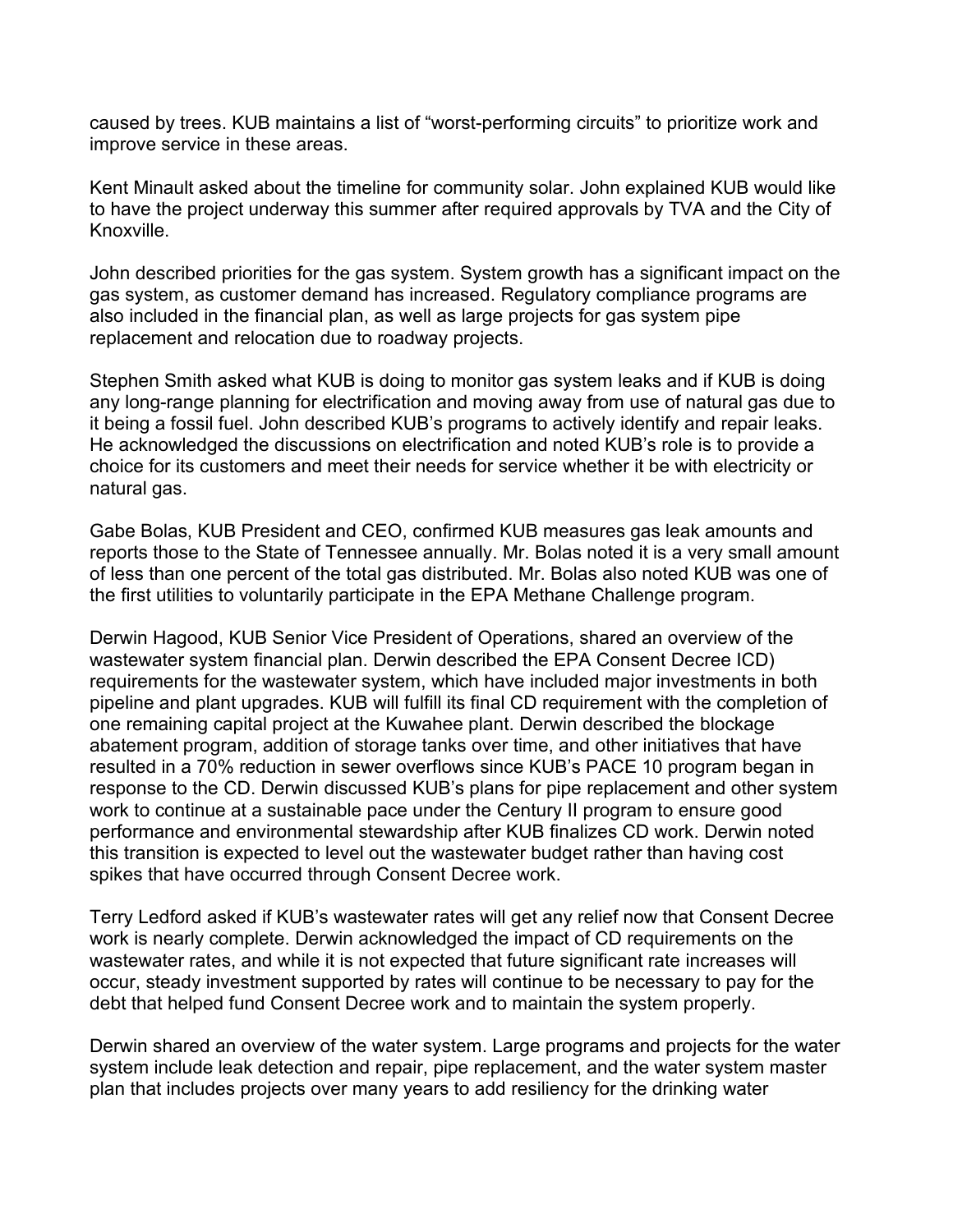caused by trees. KUB maintains a list of "worst-performing circuits" to prioritize work and improve service in these areas.

Kent Minault asked about the timeline for community solar. John explained KUB would like to have the project underway this summer after required approvals by TVA and the City of Knoxville.

John described priorities for the gas system. System growth has a significant impact on the gas system, as customer demand has increased. Regulatory compliance programs are also included in the financial plan, as well as large projects for gas system pipe replacement and relocation due to roadway projects.

Stephen Smith asked what KUB is doing to monitor gas system leaks and if KUB is doing any long-range planning for electrification and moving away from use of natural gas due to it being a fossil fuel. John described KUB's programs to actively identify and repair leaks. He acknowledged the discussions on electrification and noted KUB's role is to provide a choice for its customers and meet their needs for service whether it be with electricity or natural gas.

Gabe Bolas, KUB President and CEO, confirmed KUB measures gas leak amounts and reports those to the State of Tennessee annually. Mr. Bolas noted it is a very small amount of less than one percent of the total gas distributed. Mr. Bolas also noted KUB was one of the first utilities to voluntarily participate in the EPA Methane Challenge program.

Derwin Hagood, KUB Senior Vice President of Operations, shared an overview of the wastewater system financial plan. Derwin described the EPA Consent Decree ICD) requirements for the wastewater system, which have included major investments in both pipeline and plant upgrades. KUB will fulfill its final CD requirement with the completion of one remaining capital project at the Kuwahee plant. Derwin described the blockage abatement program, addition of storage tanks over time, and other initiatives that have resulted in a 70% reduction in sewer overflows since KUB's PACE 10 program began in response to the CD. Derwin discussed KUB's plans for pipe replacement and other system work to continue at a sustainable pace under the Century II program to ensure good performance and environmental stewardship after KUB finalizes CD work. Derwin noted this transition is expected to level out the wastewater budget rather than having cost spikes that have occurred through Consent Decree work.

Terry Ledford asked if KUB's wastewater rates will get any relief now that Consent Decree work is nearly complete. Derwin acknowledged the impact of CD requirements on the wastewater rates, and while it is not expected that future significant rate increases will occur, steady investment supported by rates will continue to be necessary to pay for the debt that helped fund Consent Decree work and to maintain the system properly.

Derwin shared an overview of the water system. Large programs and projects for the water system include leak detection and repair, pipe replacement, and the water system master plan that includes projects over many years to add resiliency for the drinking water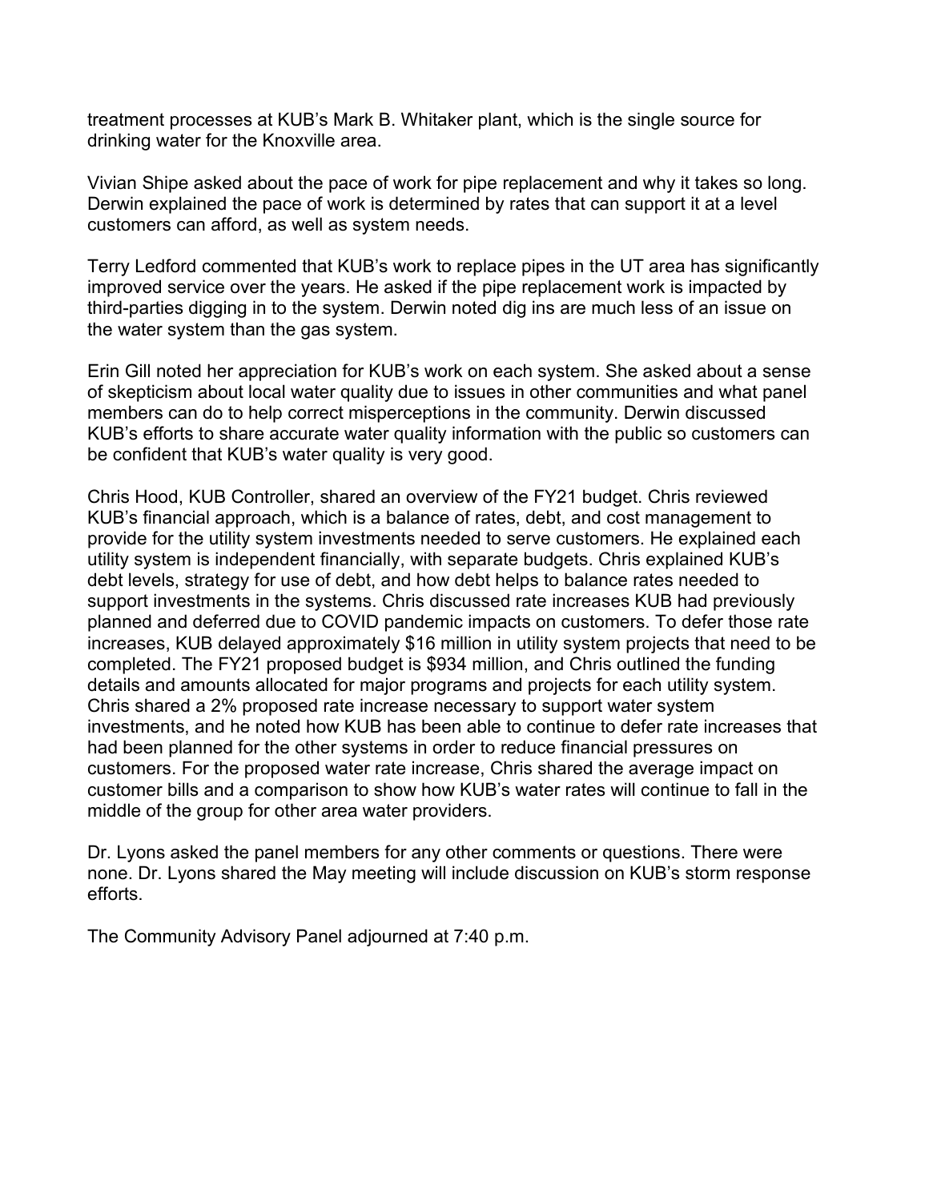treatment processes at KUB's Mark B. Whitaker plant, which is the single source for drinking water for the Knoxville area.

Vivian Shipe asked about the pace of work for pipe replacement and why it takes so long. Derwin explained the pace of work is determined by rates that can support it at a level customers can afford, as well as system needs.

Terry Ledford commented that KUB's work to replace pipes in the UT area has significantly improved service over the years. He asked if the pipe replacement work is impacted by third-parties digging in to the system. Derwin noted dig ins are much less of an issue on the water system than the gas system.

Erin Gill noted her appreciation for KUB's work on each system. She asked about a sense of skepticism about local water quality due to issues in other communities and what panel members can do to help correct misperceptions in the community. Derwin discussed KUB's efforts to share accurate water quality information with the public so customers can be confident that KUB's water quality is very good.

Chris Hood, KUB Controller, shared an overview of the FY21 budget. Chris reviewed KUB's financial approach, which is a balance of rates, debt, and cost management to provide for the utility system investments needed to serve customers. He explained each utility system is independent financially, with separate budgets. Chris explained KUB's debt levels, strategy for use of debt, and how debt helps to balance rates needed to support investments in the systems. Chris discussed rate increases KUB had previously planned and deferred due to COVID pandemic impacts on customers. To defer those rate increases, KUB delayed approximately $16 million in utility system projects that need to be completed. The FY21 proposed budget is $934 million, and Chris outlined the funding details and amounts allocated for major programs and projects for each utility system. Chris shared a 2% proposed rate increase necessary to support water system investments, and he noted how KUB has been able to continue to defer rate increases that had been planned for the other systems in order to reduce financial pressures on customers. For the proposed water rate increase, Chris shared the average impact on customer bills and a comparison to show how KUB's water rates will continue to fall in the middle of the group for other area water providers.

Dr. Lyons asked the panel members for any other comments or questions. There were none. Dr. Lyons shared the May meeting will include discussion on KUB's storm response efforts.

The Community Advisory Panel adjourned at 7:40 p.m.